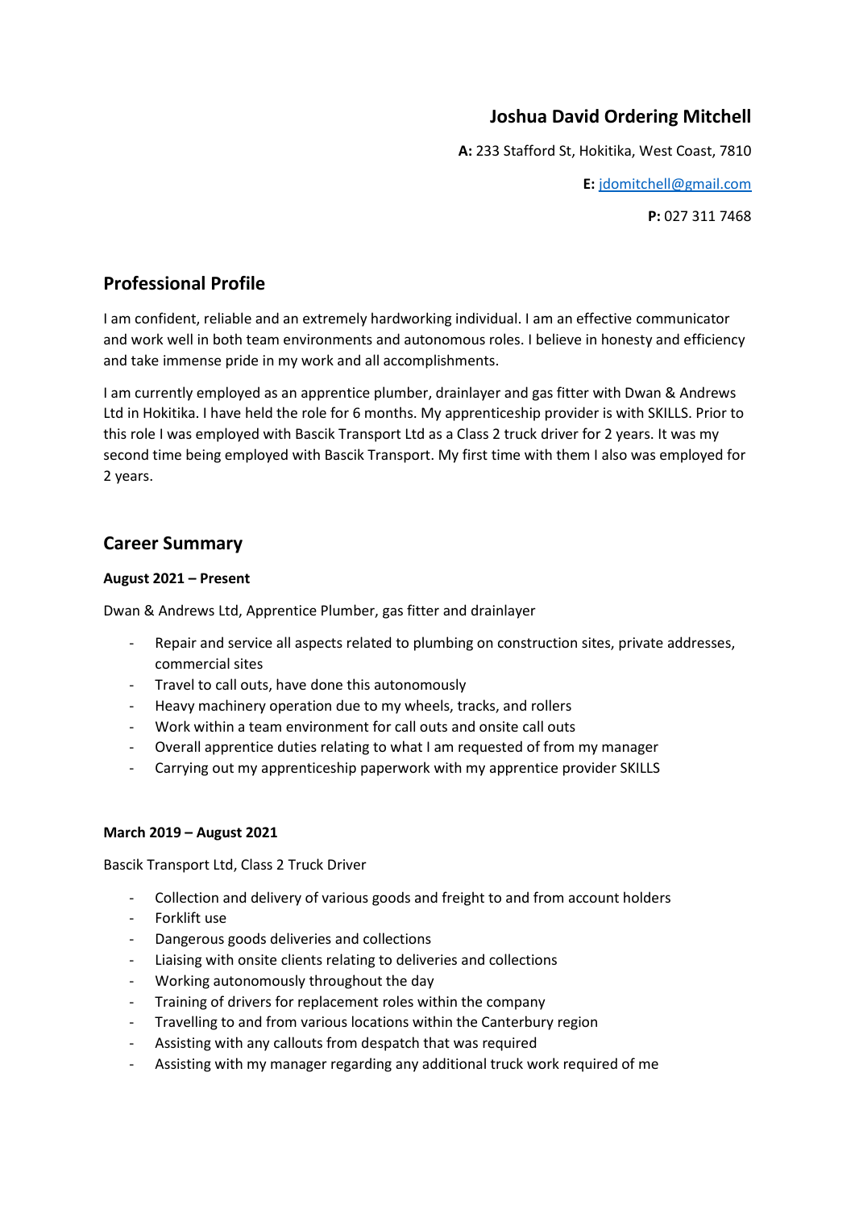# Joshua David Ordering Mitchell

**A:** 233 Stafford St, Hokitika, West Coast, 7810

**E:** jdomitchell@gmail.com

**P:** 027 311 7468

## Professional Profile

I am confident, reliable and an extremely hardworking individual. I am an effective communicator and work well in both team environments and autonomous roles. I believe in honesty and efficiency and take immense pride in my work and all accomplishments.

I am currently employed as an apprentice plumber, drainlayer and gas fitter with Dwan & Andrews Ltd in Hokitika. I have held the role for 6 months. My apprenticeship provider is with SKILLS. Prior to this role I was employed with Bascik Transport Ltd as a Class 2 truck driver for 2 years. It was my second time being employed with Bascik Transport. My first time with them I also was employed for 2 years.

## Career Summary

**August 2021 – Present**

Dwan & Andrews Ltd, Apprentice Plumber, gas fitter and drainlayer

- Repair and service all aspects related to plumbing on construction sites, private addresses, commercial sites
- Travel to call outs, have done this autonomously
- Heavy machinery operation due to my wheels, tracks, and rollers
- Work within a team environment for call outs and onsite call outs
- Overall apprentice duties relating to what I am requested of from my manager
- Carrying out my apprenticeship paperwork with my apprentice provider SKILLS

**March 2019 – August 2021**

Bascik Transport Ltd, Class 2 Truck Driver

- Collection and delivery of various goods and freight to and from account holders
- Forklift use
- Dangerous goods deliveries and collections
- Liaising with onsite clients relating to deliveries and collections
- Working autonomously throughout the day
- Training of drivers for replacement roles within the company
- Travelling to and from various locations within the Canterbury region
- Assisting with any callouts from despatch that was required
- Assisting with my manager regarding any additional truck work required of me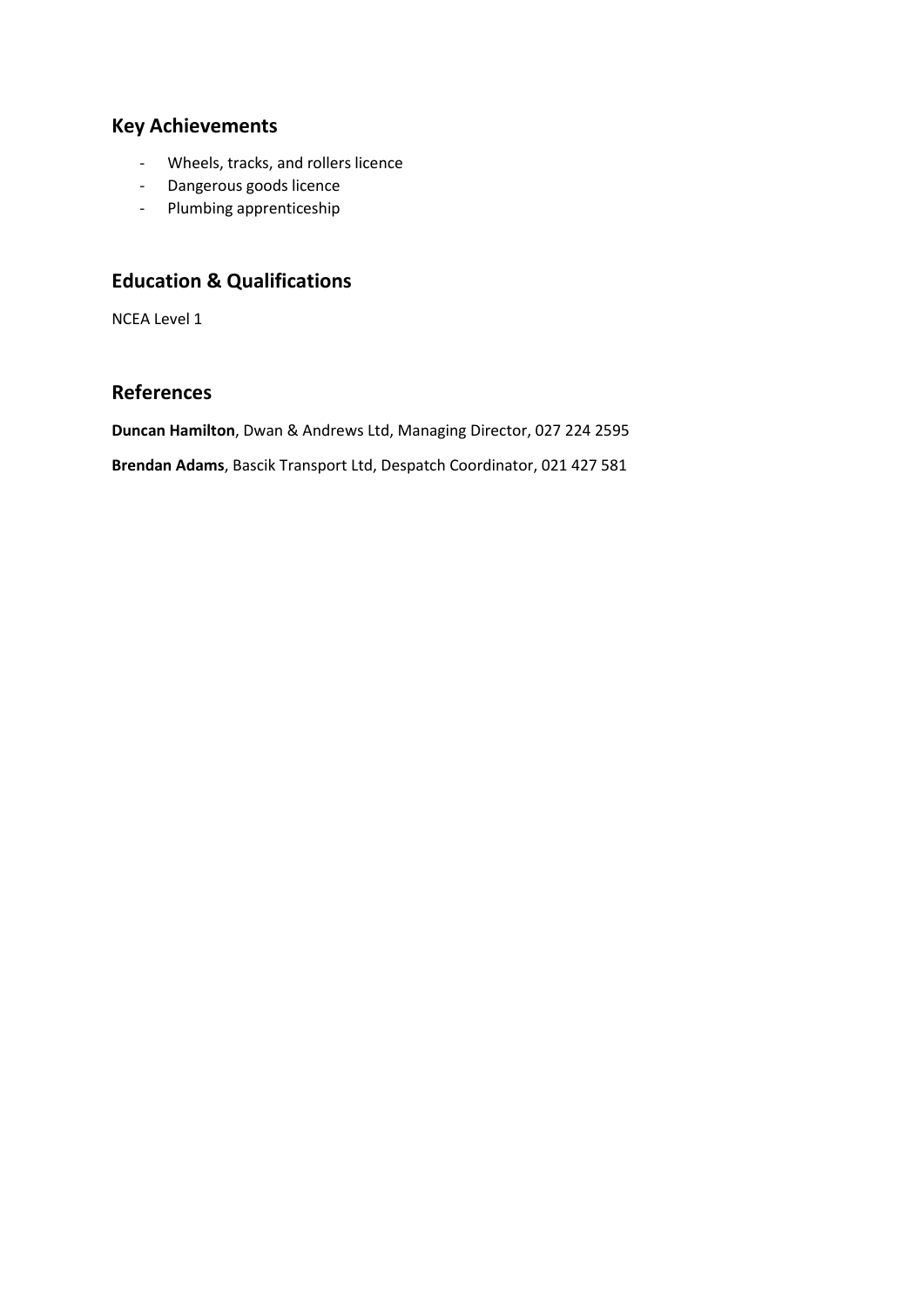## Key Achievements

- Wheels, tracks, and rollers licence
- Dangerous goods licence
- Plumbing apprenticeship

## Education & Qualifications

NCEA Level 1

## References

**Duncan Hamilton**, Dwan & Andrews Ltd, Managing Director, 027 224 2595

**Brendan Adams**, Bascik Transport Ltd, Despatch Coordinator, 021 427 581